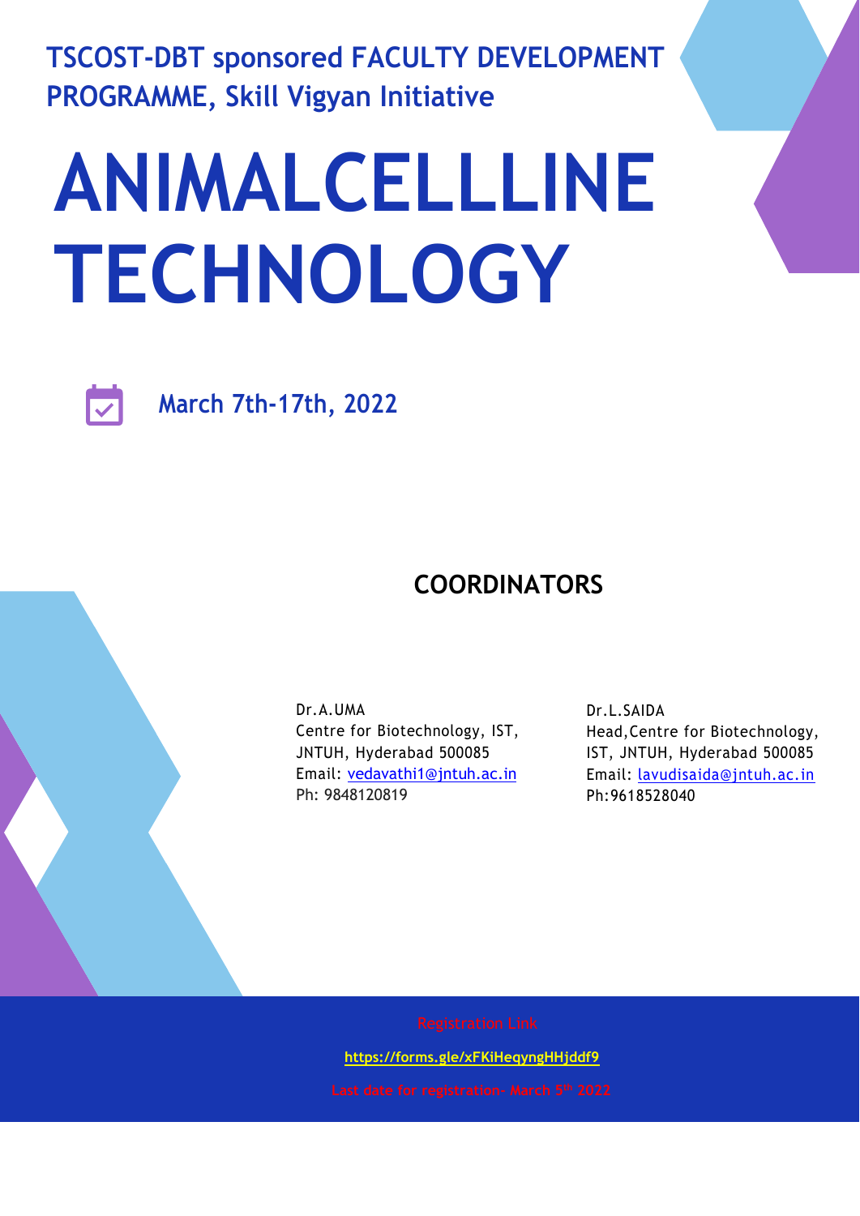**TSCOST-DBT sponsored FACULTY DEVELOPMENT PROGRAMME, Skill Vigyan Initiative**

# ANIMALCELLLINE TECHNOLOGY

**March 7th-17th, 2022**

## COORDINATORS

Dr.A.UMA
Centre for Biotechnology, IST, JNTUH, Hyderabad 500085
Email: vedavathi1@jntuh.ac.in
Ph: 9848120819

Dr.L.SAIDA
Head,Centre for Biotechnology, IST, JNTUH, Hyderabad 500085
Email: lavudisaida@jntuh.ac.in
Ph:9618528040

Registration Link

**https://forms.gle/xFKiHeqyngHHjddf9**

Last date for registration- March 5th 2022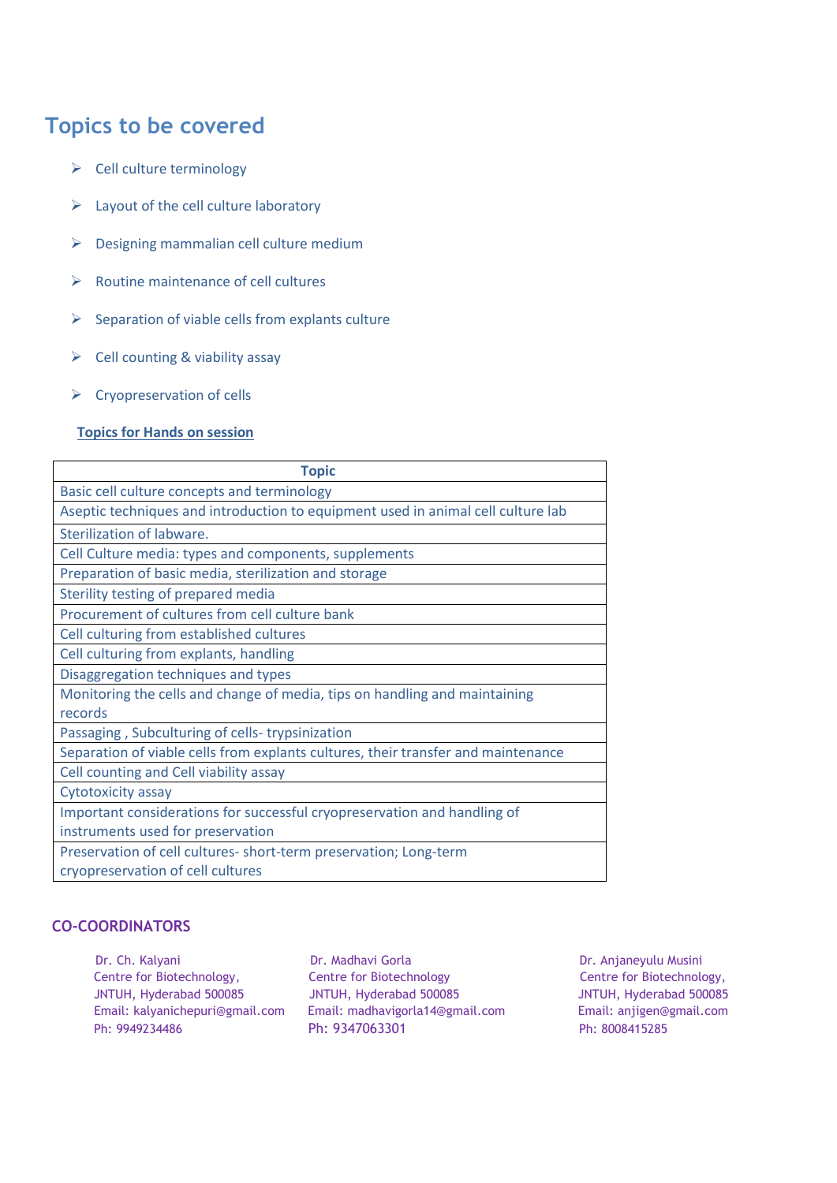## Topics to be covered

- Cell culture terminology
- Layout of the cell culture laboratory
- Designing mammalian cell culture medium
- Routine maintenance of cell cultures
- Separation of viable cells from explants culture
- Cell counting & viability assay
- Cryopreservation of cells

**Topics for Hands on session**

| Topic |
|---|
| Basic cell culture concepts and terminology |
| Aseptic techniques and introduction to equipment used in animal cell culture lab |
| Sterilization of labware. |
| Cell Culture media: types and components, supplements |
| Preparation of basic media, sterilization and storage |
| Sterility testing of prepared media |
| Procurement of cultures from cell culture bank |
| Cell culturing from established cultures |
| Cell culturing from explants, handling |
| Disaggregation techniques and types |
| Monitoring the cells and change of media, tips on handling and maintaining records |
| Passaging , Subculturing of cells- trypsinization |
| Separation of viable cells from explants cultures, their transfer and maintenance |
| Cell counting and Cell viability assay |
| Cytotoxicity assay |
| Important considerations for successful cryopreservation and handling of instruments used for preservation |
| Preservation of cell cultures- short-term preservation; Long-term cryopreservation of cell cultures |

### CO-COORDINATORS

Dr. Ch. Kalyani
Centre for Biotechnology,
JNTUH, Hyderabad 500085
Email: kalyanichepuri@gmail.com
Ph: 9949234486

Dr. Madhavi Gorla
Centre for Biotechnology
JNTUH, Hyderabad 500085
Email: madhavigorla14@gmail.com
Ph: 9347063301

Dr. Anjaneyulu Musini
Centre for Biotechnology,
JNTUH, Hyderabad 500085
Email: anjigen@gmail.com
Ph: 8008415285